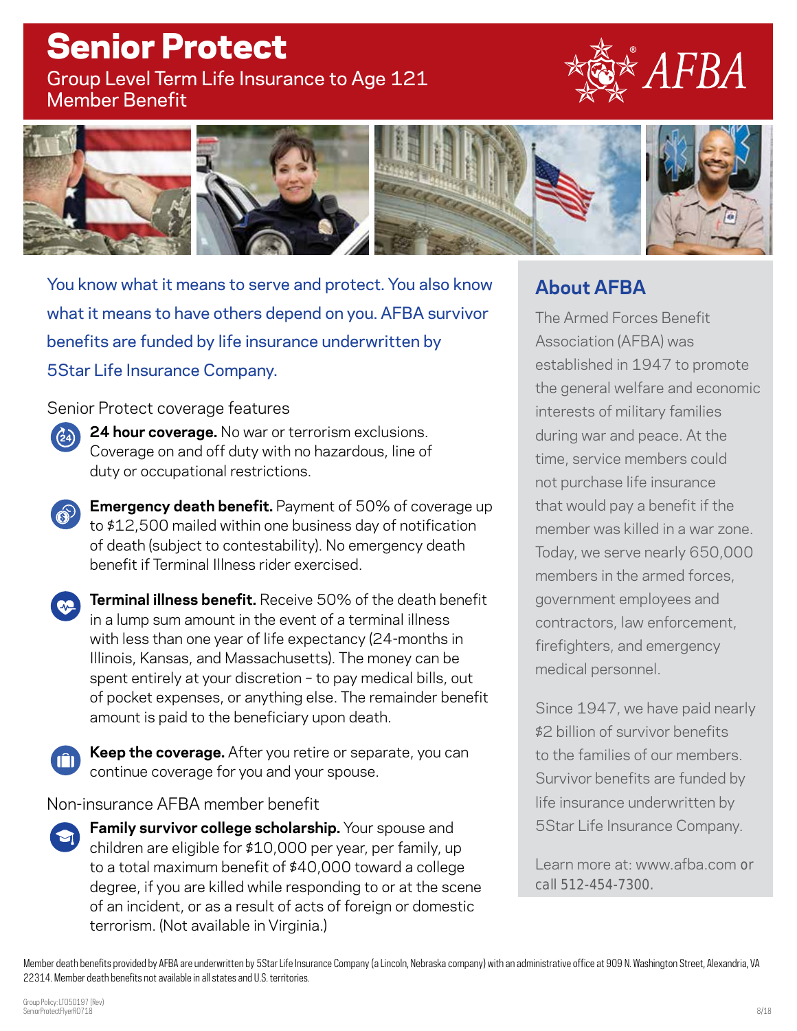# Senior Protect

Group Level Term Life Insurance to Age 121
Member Benefit

AFBA

You know what it means to serve and protect. You also know what it means to have others depend on you. AFBA survivor benefits are funded by life insurance underwritten by 5Star Life Insurance Company.

Senior Protect coverage features

- **24 hour coverage.** No war or terrorism exclusions. Coverage on and off duty with no hazardous, line of duty or occupational restrictions.
- **Emergency death benefit.** Payment of 50% of coverage up to $12,500 mailed within one business day of notification of death (subject to contestability). No emergency death benefit if Terminal Illness rider exercised.
- **Terminal illness benefit.** Receive 50% of the death benefit in a lump sum amount in the event of a terminal illness with less than one year of life expectancy (24-months in Illinois, Kansas, and Massachusetts). The money can be spent entirely at your discretion – to pay medical bills, out of pocket expenses, or anything else. The remainder benefit amount is paid to the beneficiary upon death.
- **Keep the coverage.** After you retire or separate, you can continue coverage for you and your spouse.

Non-insurance AFBA member benefit

- **Family survivor college scholarship.** Your spouse and children are eligible for $10,000 per year, per family, up to a total maximum benefit of $40,000 toward a college degree, if you are killed while responding to or at the scene of an incident, or as a result of acts of foreign or domestic terrorism. (Not available in Virginia.)

## About AFBA

The Armed Forces Benefit Association (AFBA) was established in 1947 to promote the general welfare and economic interests of military families during war and peace. At the time, service members could not purchase life insurance that would pay a benefit if the member was killed in a war zone. Today, we serve nearly 650,000 members in the armed forces, government employees and contractors, law enforcement, firefighters, and emergency medical personnel.

Since 1947, we have paid nearly $2 billion of survivor benefits to the families of our members. Survivor benefits are funded by life insurance underwritten by 5Star Life Insurance Company.

Learn more at: www.afba.com or call 512-454-7300.

Member death benefits provided by AFBA are underwritten by 5Star Life Insurance Company (a Lincoln, Nebraska company) with an administrative office at 909 N. Washington Street, Alexandria, VA 22314. Member death benefits not available in all states and U.S. territories.

Group Policy: LT050197 (Rev)
SeniorProtectFlyerRO718

8/18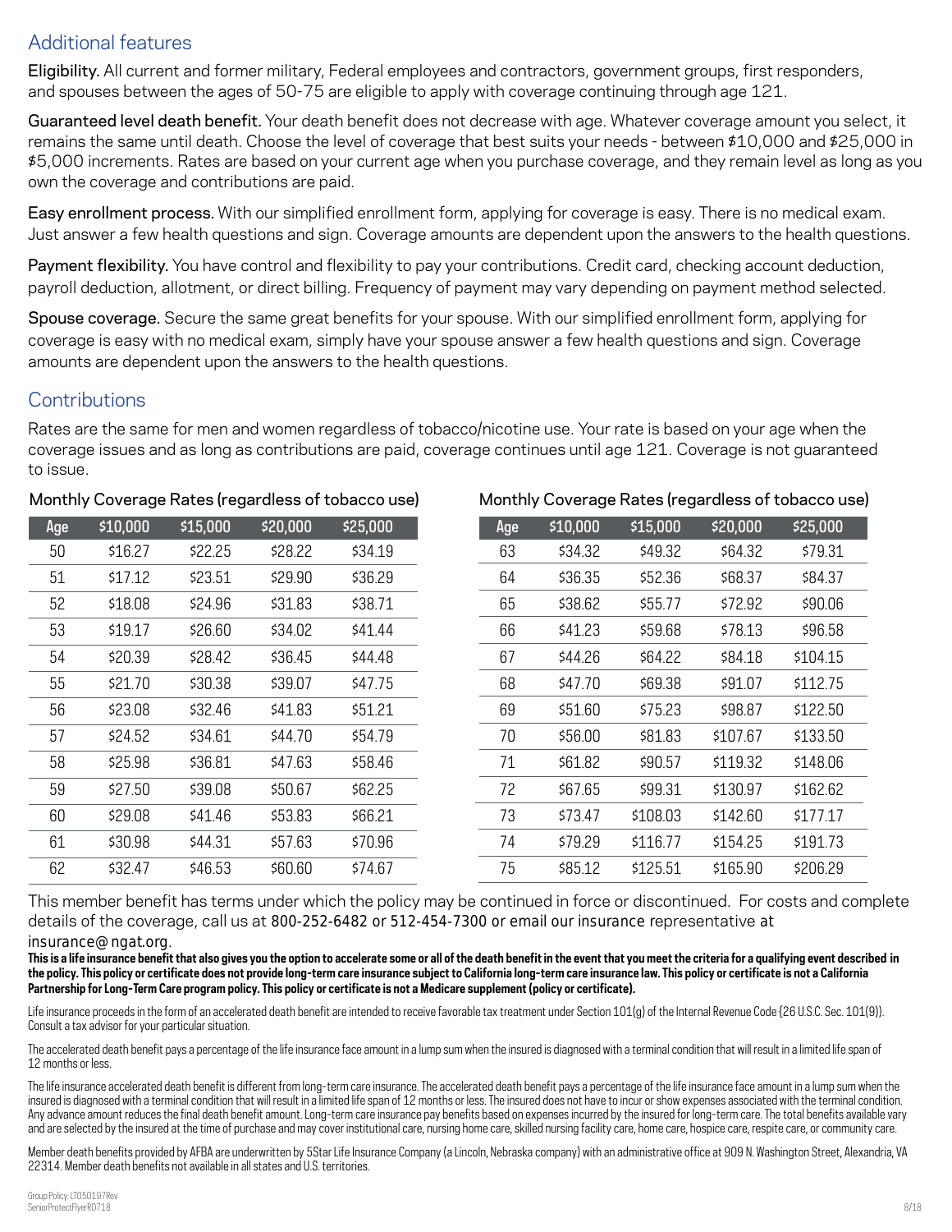## Additional features

Eligibility. All current and former military, Federal employees and contractors, government groups, first responders, and spouses between the ages of 50-75 are eligible to apply with coverage continuing through age 121.

Guaranteed level death benefit. Your death benefit does not decrease with age. Whatever coverage amount you select, it remains the same until death. Choose the level of coverage that best suits your needs - between $10,000 and $25,000 in $5,000 increments. Rates are based on your current age when you purchase coverage, and they remain level as long as you own the coverage and contributions are paid.

Easy enrollment process. With our simplified enrollment form, applying for coverage is easy. There is no medical exam. Just answer a few health questions and sign. Coverage amounts are dependent upon the answers to the health questions.

Payment flexibility. You have control and flexibility to pay your contributions. Credit card, checking account deduction, payroll deduction, allotment, or direct billing. Frequency of payment may vary depending on payment method selected.

Spouse coverage. Secure the same great benefits for your spouse. With our simplified enrollment form, applying for coverage is easy with no medical exam, simply have your spouse answer a few health questions and sign. Coverage amounts are dependent upon the answers to the health questions.

## Contributions

Rates are the same for men and women regardless of tobacco/nicotine use. Your rate is based on your age when the coverage issues and as long as contributions are paid, coverage continues until age 121. Coverage is not guaranteed to issue.

Monthly Coverage Rates (regardless of tobacco use)

| Age | $10,000 | $15,000 | $20,000 | $25,000 |
|---|---|---|---|---|
| 50 | $16.27 | $22.25 | $28.22 | $34.19 |
| 51 | $17.12 | $23.51 | $29.90 | $36.29 |
| 52 | $18.08 | $24.96 | $31.83 | $38.71 |
| 53 | $19.17 | $26.60 | $34.02 | $41.44 |
| 54 | $20.39 | $28.42 | $36.45 | $44.48 |
| 55 | $21.70 | $30.38 | $39.07 | $47.75 |
| 56 | $23.08 | $32.46 | $41.83 | $51.21 |
| 57 | $24.52 | $34.61 | $44.70 | $54.79 |
| 58 | $25.98 | $36.81 | $47.63 | $58.46 |
| 59 | $27.50 | $39.08 | $50.67 | $62.25 |
| 60 | $29.08 | $41.46 | $53.83 | $66.21 |
| 61 | $30.98 | $44.31 | $57.63 | $70.96 |
| 62 | $32.47 | $46.53 | $60.60 | $74.67 |

Monthly Coverage Rates (regardless of tobacco use)

| Age | $10,000 | $15,000 | $20,000 | $25,000 |
|---|---|---|---|---|
| 63 | $34.32 | $49.32 | $64.32 | $79.31 |
| 64 | $36.35 | $52.36 | $68.37 | $84.37 |
| 65 | $38.62 | $55.77 | $72.92 | $90.06 |
| 66 | $41.23 | $59.68 | $78.13 | $96.58 |
| 67 | $44.26 | $64.22 | $84.18 | $104.15 |
| 68 | $47.70 | $69.38 | $91.07 | $112.75 |
| 69 | $51.60 | $75.23 | $98.87 | $122.50 |
| 70 | $56.00 | $81.83 | $107.67 | $133.50 |
| 71 | $61.82 | $90.57 | $119.32 | $148.06 |
| 72 | $67.65 | $99.31 | $130.97 | $162.62 |
| 73 | $73.47 | $108.03 | $142.60 | $177.17 |
| 74 | $79.29 | $116.77 | $154.25 | $191.73 |
| 75 | $85.12 | $125.51 | $165.90 | $206.29 |

This member benefit has terms under which the policy may be continued in force or discontinued. For costs and complete details of the coverage, call us at 800-252-6482 or 512-454-7300 or email our insurance representative at insurance@ngat.org.

**This is a life insurance benefit that also gives you the option to accelerate some or all of the death benefit in the event that you meet the criteria for a qualifying event described in the policy. This policy or certificate does not provide long-term care insurance subject to California long-term care insurance law. This policy or certificate is not a California Partnership for Long-Term Care program policy. This policy or certificate is not a Medicare supplement (policy or certificate).**

Life insurance proceeds in the form of an accelerated death benefit are intended to receive favorable tax treatment under Section 101(g) of the Internal Revenue Code (26 U.S.C. Sec. 101(9)). Consult a tax advisor for your particular situation.

The accelerated death benefit pays a percentage of the life insurance face amount in a lump sum when the insured is diagnosed with a terminal condition that will result in a limited life span of 12 months or less.

The life insurance accelerated death benefit is different from long-term care insurance. The accelerated death benefit pays a percentage of the life insurance face amount in a lump sum when the insured is diagnosed with a terminal condition that will result in a limited life span of 12 months or less. The insured does not have to incur or show expenses associated with the terminal condition. Any advance amount reduces the final death benefit amount. Long-term care insurance pay benefits based on expenses incurred by the insured for long-term care. The total benefits available vary and are selected by the insured at the time of purchase and may cover institutional care, nursing home care, skilled nursing facility care, home care, hospice care, respite care, or community care.

Member death benefits provided by AFBA are underwritten by 5Star Life Insurance Company (a Lincoln, Nebraska company) with an administrative office at 909 N. Washington Street, Alexandria, VA 22314. Member death benefits not available in all states and U.S. territories.

Group Policy: LT050197Rev
SeniorProtectFlyerR0718

8/18